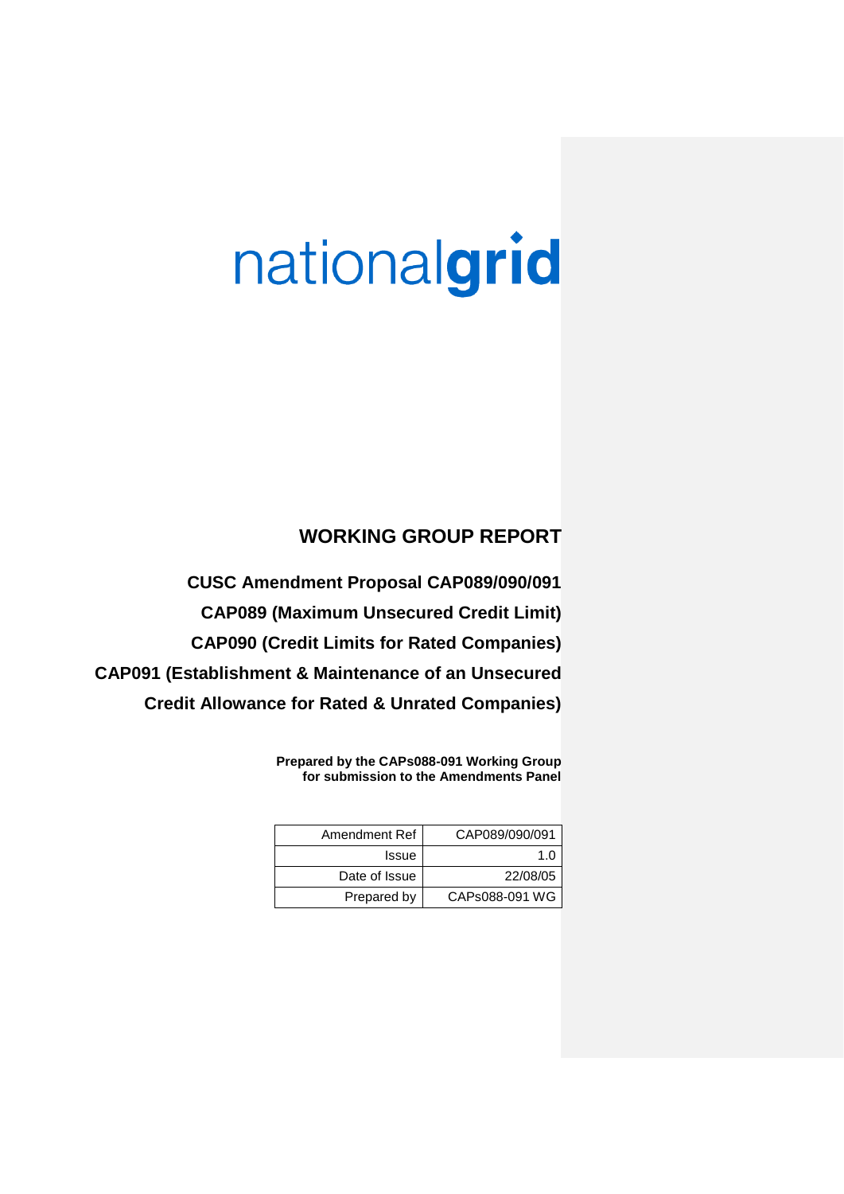nationalgrid

# WORKING GROUP REPORT

## CUSC Amendment Proposal CAP089/090/091

## CAP089 (Maximum Unsecured Credit Limit)

## CAP090 (Credit Limits for Rated Companies)

## CAP091 (Establishment & Maintenance of an Unsecured Credit Allowance for Rated & Unrated Companies)

**Prepared by the CAPs088-091 Working Group for submission to the Amendments Panel**

| Amendment Ref | CAP089/090/091 |
|---|---|
| Issue | 1.0 |
| Date of Issue | 22/08/05 |
| Prepared by | CAPs088-091 WG |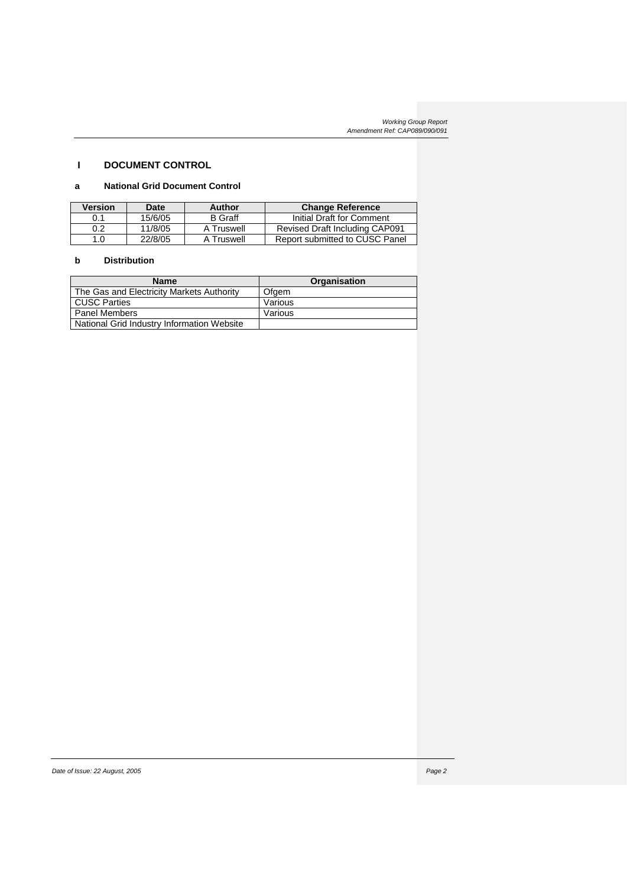## I DOCUMENT CONTROL

### a National Grid Document Control

| Version | Date | Author | Change Reference |
|---|---|---|---|
| 0.1 | 15/6/05 | B Graff | Initial Draft for Comment |
| 0.2 | 11/8/05 | A Truswell | Revised Draft Including CAP091 |
| 1.0 | 22/8/05 | A Truswell | Report submitted to CUSC Panel |

### b Distribution

| Name | Organisation |
|---|---|
| The Gas and Electricity Markets Authority | Ofgem |
| CUSC Parties | Various |
| Panel Members | Various |
| National Grid Industry Information Website | |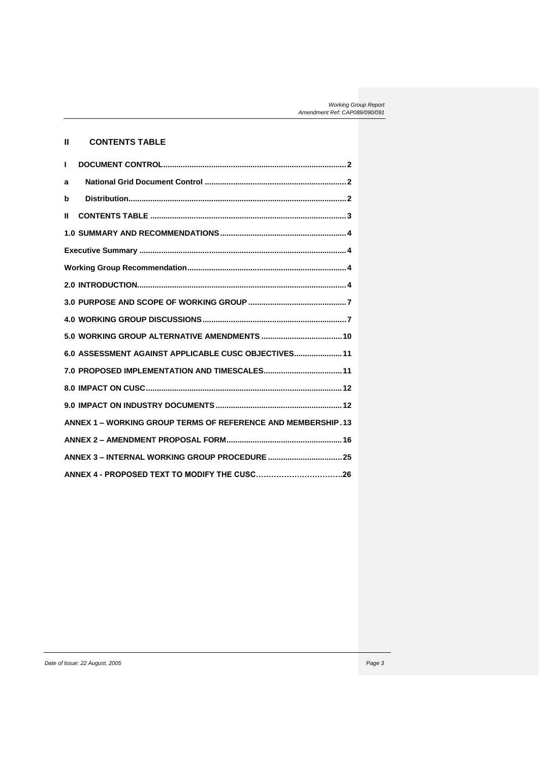## II CONTENTS TABLE

| | |
|---|---|
| I DOCUMENT CONTROL | 2 |
| a National Grid Document Control | 2 |
| b Distribution | 2 |
| II CONTENTS TABLE | 3 |
| 1.0 SUMMARY AND RECOMMENDATIONS | 4 |
| Executive Summary | 4 |
| Working Group Recommendation | 4 |
| 2.0 INTRODUCTION | 4 |
| 3.0 PURPOSE AND SCOPE OF WORKING GROUP | 7 |
| 4.0 WORKING GROUP DISCUSSIONS | 7 |
| 5.0 WORKING GROUP ALTERNATIVE AMENDMENTS | 10 |
| 6.0 ASSESSMENT AGAINST APPLICABLE CUSC OBJECTIVES | 11 |
| 7.0 PROPOSED IMPLEMENTATION AND TIMESCALES | 11 |
| 8.0 IMPACT ON CUSC | 12 |
| 9.0 IMPACT ON INDUSTRY DOCUMENTS | 12 |
| ANNEX 1 – WORKING GROUP TERMS OF REFERENCE AND MEMBERSHIP | 13 |
| ANNEX 2 – AMENDMENT PROPOSAL FORM | 16 |
| ANNEX 3 – INTERNAL WORKING GROUP PROCEDURE | 25 |
| ANNEX 4 - PROPOSED TEXT TO MODIFY THE CUSC | 26 |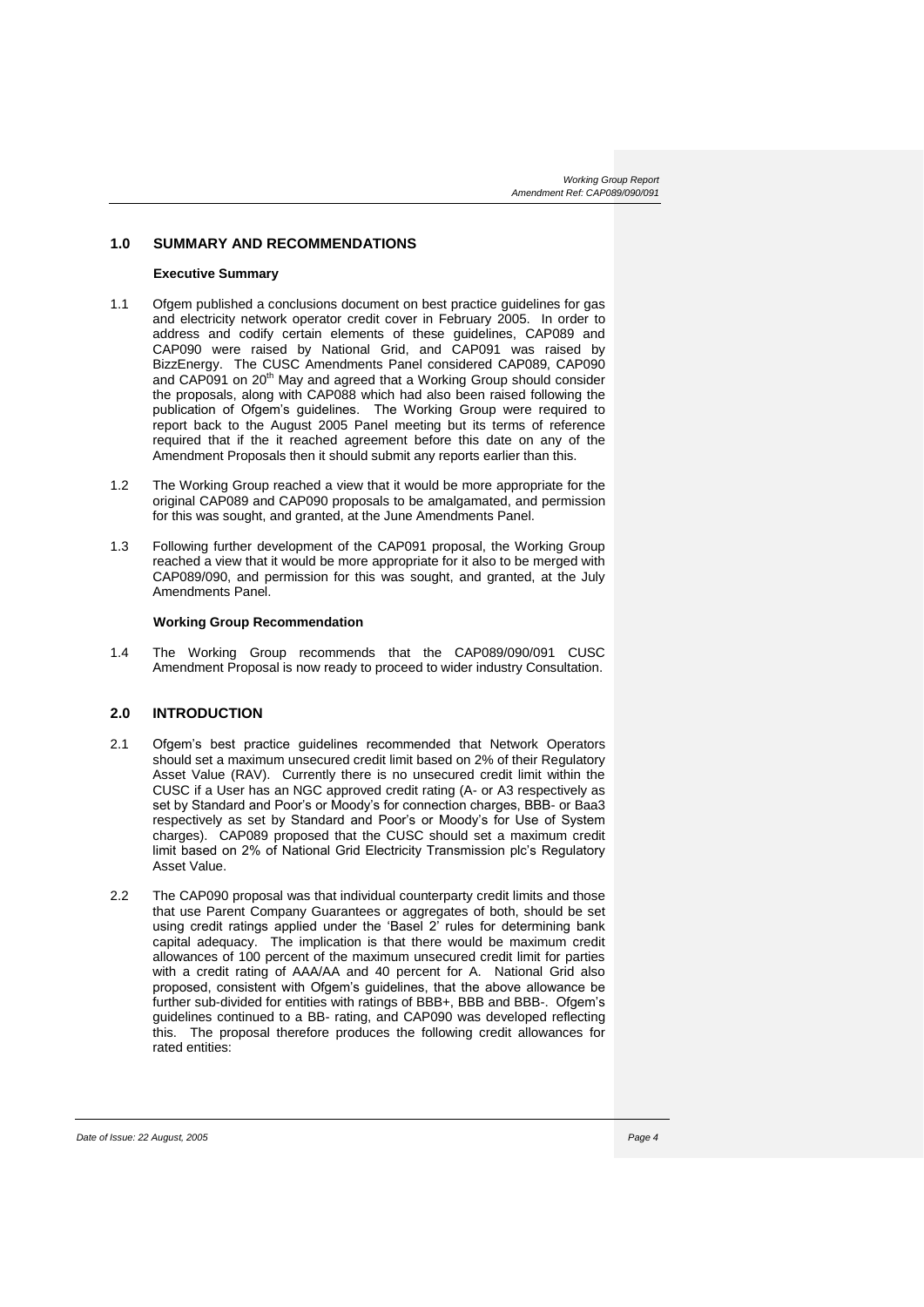## 1.0 SUMMARY AND RECOMMENDATIONS

### Executive Summary

1.1 Ofgem published a conclusions document on best practice guidelines for gas and electricity network operator credit cover in February 2005. In order to address and codify certain elements of these guidelines, CAP089 and CAP090 were raised by National Grid, and CAP091 was raised by BizzEnergy. The CUSC Amendments Panel considered CAP089, CAP090 and CAP091 on 20th May and agreed that a Working Group should consider the proposals, along with CAP088 which had also been raised following the publication of Ofgem's guidelines. The Working Group were required to report back to the August 2005 Panel meeting but its terms of reference required that if the it reached agreement before this date on any of the Amendment Proposals then it should submit any reports earlier than this.

1.2 The Working Group reached a view that it would be more appropriate for the original CAP089 and CAP090 proposals to be amalgamated, and permission for this was sought, and granted, at the June Amendments Panel.

1.3 Following further development of the CAP091 proposal, the Working Group reached a view that it would be more appropriate for it also to be merged with CAP089/090, and permission for this was sought, and granted, at the July Amendments Panel.

### Working Group Recommendation

1.4 The Working Group recommends that the CAP089/090/091 CUSC Amendment Proposal is now ready to proceed to wider industry Consultation.

## 2.0 INTRODUCTION

2.1 Ofgem's best practice guidelines recommended that Network Operators should set a maximum unsecured credit limit based on 2% of their Regulatory Asset Value (RAV). Currently there is no unsecured credit limit within the CUSC if a User has an NGC approved credit rating (A- or A3 respectively as set by Standard and Poor's or Moody's for connection charges, BBB- or Baa3 respectively as set by Standard and Poor's or Moody's for Use of System charges). CAP089 proposed that the CUSC should set a maximum credit limit based on 2% of National Grid Electricity Transmission plc's Regulatory Asset Value.

2.2 The CAP090 proposal was that individual counterparty credit limits and those that use Parent Company Guarantees or aggregates of both, should be set using credit ratings applied under the 'Basel 2' rules for determining bank capital adequacy. The implication is that there would be maximum credit allowances of 100 percent of the maximum unsecured credit limit for parties with a credit rating of AAA/AA and 40 percent for A. National Grid also proposed, consistent with Ofgem's guidelines, that the above allowance be further sub-divided for entities with ratings of BBB+, BBB and BBB-. Ofgem's guidelines continued to a BB- rating, and CAP090 was developed reflecting this. The proposal therefore produces the following credit allowances for rated entities: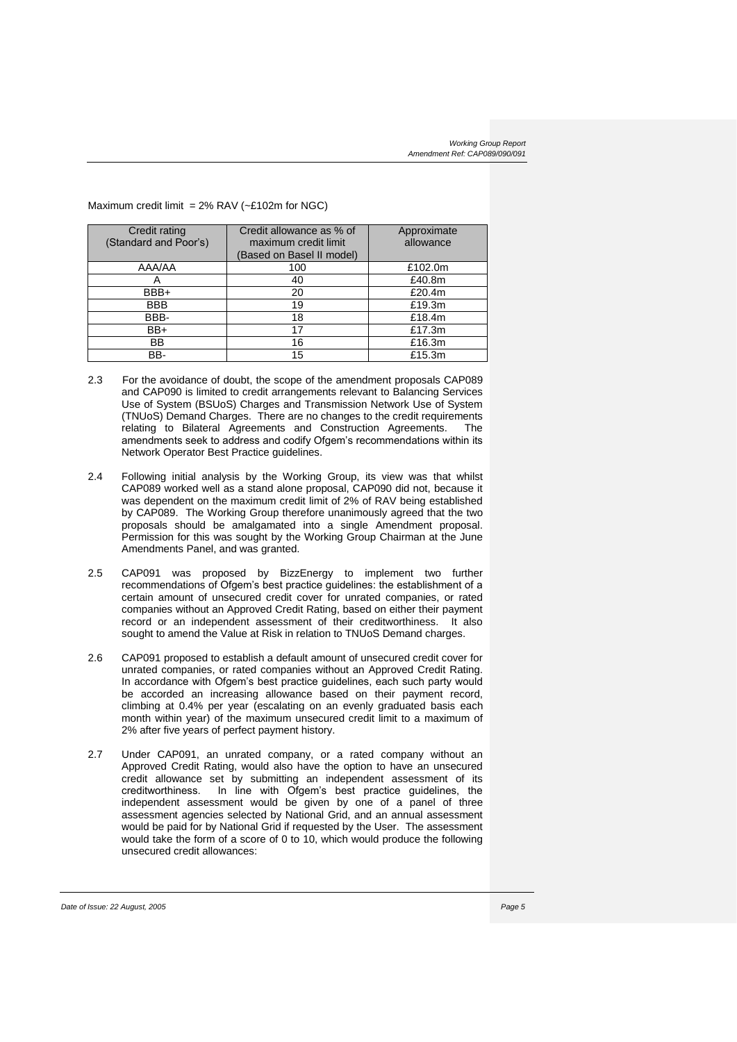Maximum credit limit = 2% RAV (~£102m for NGC)

| Credit rating (Standard and Poor's) | Credit allowance as % of maximum credit limit (Based on Basel II model) | Approximate allowance |
|---|---|---|
| AAA/AA | 100 | £102.0m |
| A | 40 | £40.8m |
| BBB+ | 20 | £20.4m |
| BBB | 19 | £19.3m |
| BBB- | 18 | £18.4m |
| BB+ | 17 | £17.3m |
| BB | 16 | £16.3m |
| BB- | 15 | £15.3m |

2.3 For the avoidance of doubt, the scope of the amendment proposals CAP089 and CAP090 is limited to credit arrangements relevant to Balancing Services Use of System (BSUoS) Charges and Transmission Network Use of System (TNUoS) Demand Charges. There are no changes to the credit requirements relating to Bilateral Agreements and Construction Agreements. The amendments seek to address and codify Ofgem's recommendations within its Network Operator Best Practice guidelines.

2.4 Following initial analysis by the Working Group, its view was that whilst CAP089 worked well as a stand alone proposal, CAP090 did not, because it was dependent on the maximum credit limit of 2% of RAV being established by CAP089. The Working Group therefore unanimously agreed that the two proposals should be amalgamated into a single Amendment proposal. Permission for this was sought by the Working Group Chairman at the June Amendments Panel, and was granted.

2.5 CAP091 was proposed by BizzEnergy to implement two further recommendations of Ofgem's best practice guidelines: the establishment of a certain amount of unsecured credit cover for unrated companies, or rated companies without an Approved Credit Rating, based on either their payment record or an independent assessment of their creditworthiness. It also sought to amend the Value at Risk in relation to TNUoS Demand charges.

2.6 CAP091 proposed to establish a default amount of unsecured credit cover for unrated companies, or rated companies without an Approved Credit Rating. In accordance with Ofgem's best practice guidelines, each such party would be accorded an increasing allowance based on their payment record, climbing at 0.4% per year (escalating on an evenly graduated basis each month within year) of the maximum unsecured credit limit to a maximum of 2% after five years of perfect payment history.

2.7 Under CAP091, an unrated company, or a rated company without an Approved Credit Rating, would also have the option to have an unsecured credit allowance set by submitting an independent assessment of its creditworthiness. In line with Ofgem's best practice guidelines, the independent assessment would be given by one of a panel of three assessment agencies selected by National Grid, and an annual assessment would be paid for by National Grid if requested by the User. The assessment would take the form of a score of 0 to 10, which would produce the following unsecured credit allowances: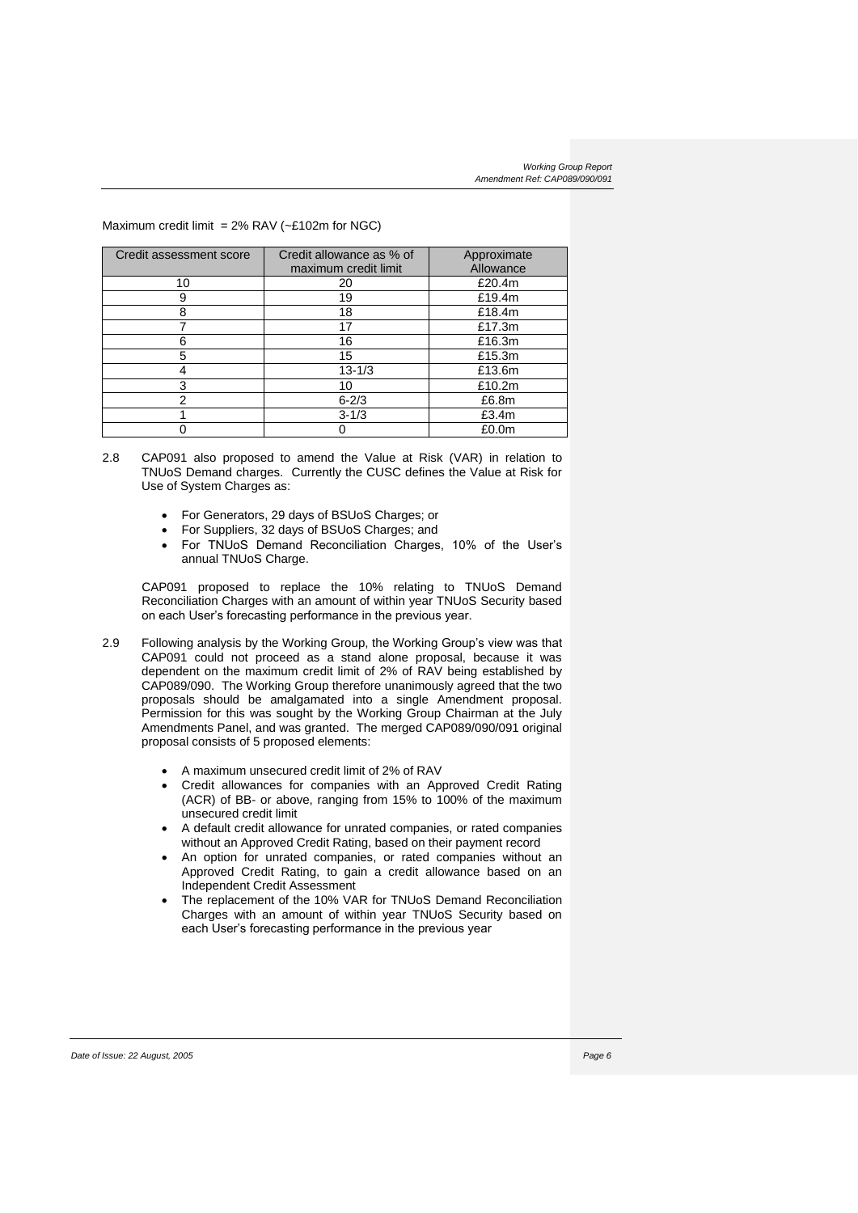Maximum credit limit = 2% RAV (~£102m for NGC)

| Credit assessment score | Credit allowance as % of maximum credit limit | Approximate Allowance |
|---|---|---|
| 10 | 20 | £20.4m |
| 9 | 19 | £19.4m |
| 8 | 18 | £18.4m |
| 7 | 17 | £17.3m |
| 6 | 16 | £16.3m |
| 5 | 15 | £15.3m |
| 4 | 13-1/3 | £13.6m |
| 3 | 10 | £10.2m |
| 2 | 6-2/3 | £6.8m |
| 1 | 3-1/3 | £3.4m |
| 0 | 0 | £0.0m |

2.8 CAP091 also proposed to amend the Value at Risk (VAR) in relation to TNUoS Demand charges. Currently the CUSC defines the Value at Risk for Use of System Charges as:

- For Generators, 29 days of BSUoS Charges; or
- For Suppliers, 32 days of BSUoS Charges; and
- For TNUoS Demand Reconciliation Charges, 10% of the User's annual TNUoS Charge.

CAP091 proposed to replace the 10% relating to TNUoS Demand Reconciliation Charges with an amount of within year TNUoS Security based on each User's forecasting performance in the previous year.

2.9 Following analysis by the Working Group, the Working Group's view was that CAP091 could not proceed as a stand alone proposal, because it was dependent on the maximum credit limit of 2% of RAV being established by CAP089/090. The Working Group therefore unanimously agreed that the two proposals should be amalgamated into a single Amendment proposal. Permission for this was sought by the Working Group Chairman at the July Amendments Panel, and was granted. The merged CAP089/090/091 original proposal consists of 5 proposed elements:

- A maximum unsecured credit limit of 2% of RAV
- Credit allowances for companies with an Approved Credit Rating (ACR) of BB- or above, ranging from 15% to 100% of the maximum unsecured credit limit
- A default credit allowance for unrated companies, or rated companies without an Approved Credit Rating, based on their payment record
- An option for unrated companies, or rated companies without an Approved Credit Rating, to gain a credit allowance based on an Independent Credit Assessment
- The replacement of the 10% VAR for TNUoS Demand Reconciliation Charges with an amount of within year TNUoS Security based on each User's forecasting performance in the previous year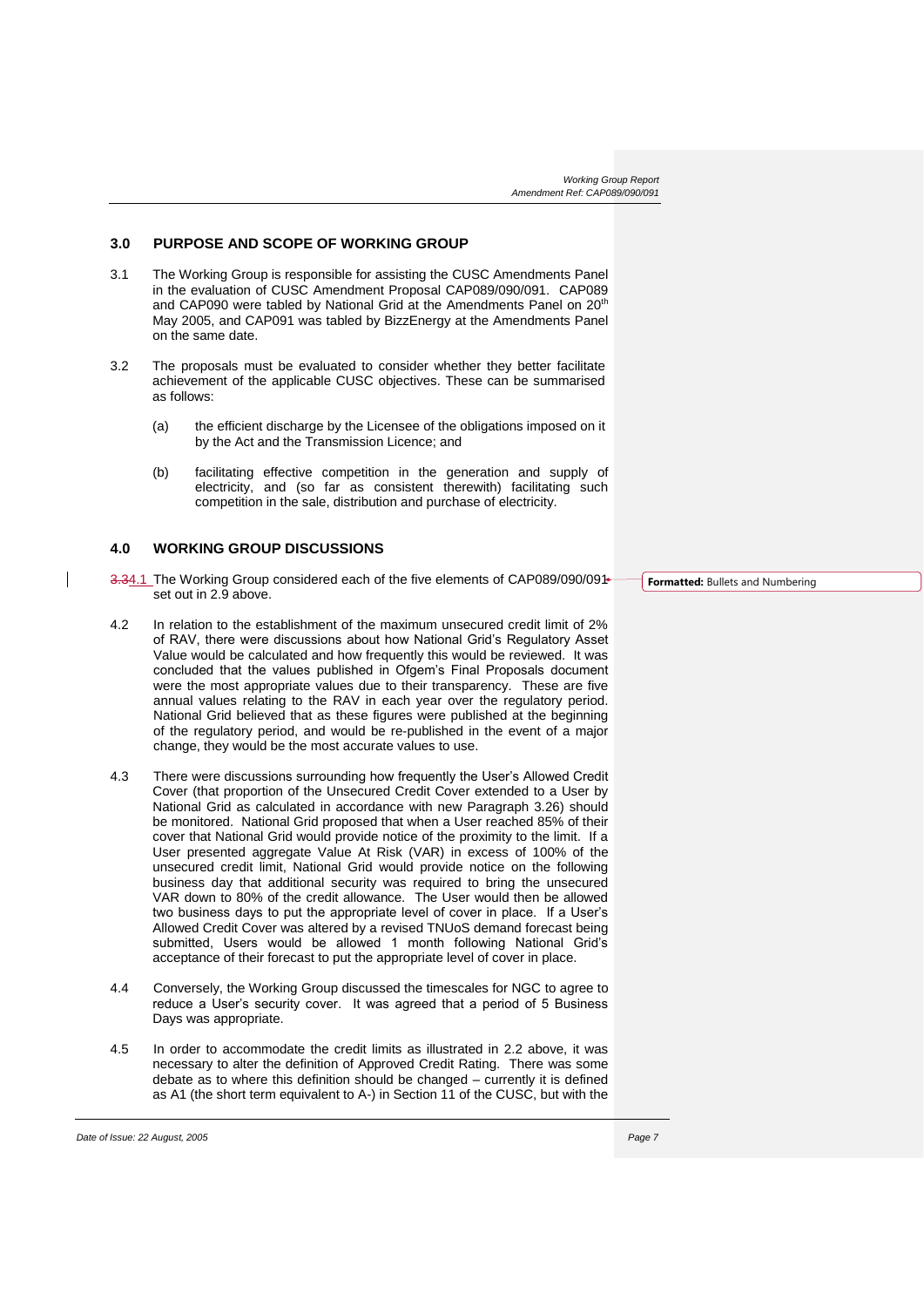## 3.0 PURPOSE AND SCOPE OF WORKING GROUP

3.1 The Working Group is responsible for assisting the CUSC Amendments Panel in the evaluation of CUSC Amendment Proposal CAP089/090/091. CAP089 and CAP090 were tabled by National Grid at the Amendments Panel on 20th May 2005, and CAP091 was tabled by BizzEnergy at the Amendments Panel on the same date.

3.2 The proposals must be evaluated to consider whether they better facilitate achievement of the applicable CUSC objectives. These can be summarised as follows:

(a) the efficient discharge by the Licensee of the obligations imposed on it by the Act and the Transmission Licence; and

(b) facilitating effective competition in the generation and supply of electricity, and (so far as consistent therewith) facilitating such competition in the sale, distribution and purchase of electricity.

## 4.0 WORKING GROUP DISCUSSIONS

4.1 The Working Group considered each of the five elements of CAP089/090/091 set out in 2.9 above.

4.2 In relation to the establishment of the maximum unsecured credit limit of 2% of RAV, there were discussions about how National Grid's Regulatory Asset Value would be calculated and how frequently this would be reviewed. It was concluded that the values published in Ofgem's Final Proposals document were the most appropriate values due to their transparency. These are five annual values relating to the RAV in each year over the regulatory period. National Grid believed that as these figures were published at the beginning of the regulatory period, and would be re-published in the event of a major change, they would be the most accurate values to use.

4.3 There were discussions surrounding how frequently the User's Allowed Credit Cover (that proportion of the Unsecured Credit Cover extended to a User by National Grid as calculated in accordance with new Paragraph 3.26) should be monitored. National Grid proposed that when a User reached 85% of their cover that National Grid would provide notice of the proximity to the limit. If a User presented aggregate Value At Risk (VAR) in excess of 100% of the unsecured credit limit, National Grid would provide notice on the following business day that additional security was required to bring the unsecured VAR down to 80% of the credit allowance. The User would then be allowed two business days to put the appropriate level of cover in place. If a User's Allowed Credit Cover was altered by a revised TNUoS demand forecast being submitted, Users would be allowed 1 month following National Grid's acceptance of their forecast to put the appropriate level of cover in place.

4.4 Conversely, the Working Group discussed the timescales for NGC to agree to reduce a User's security cover. It was agreed that a period of 5 Business Days was appropriate.

4.5 In order to accommodate the credit limits as illustrated in 2.2 above, it was necessary to alter the definition of Approved Credit Rating. There was some debate as to where this definition should be changed – currently it is defined as A1 (the short term equivalent to A-) in Section 11 of the CUSC, but with the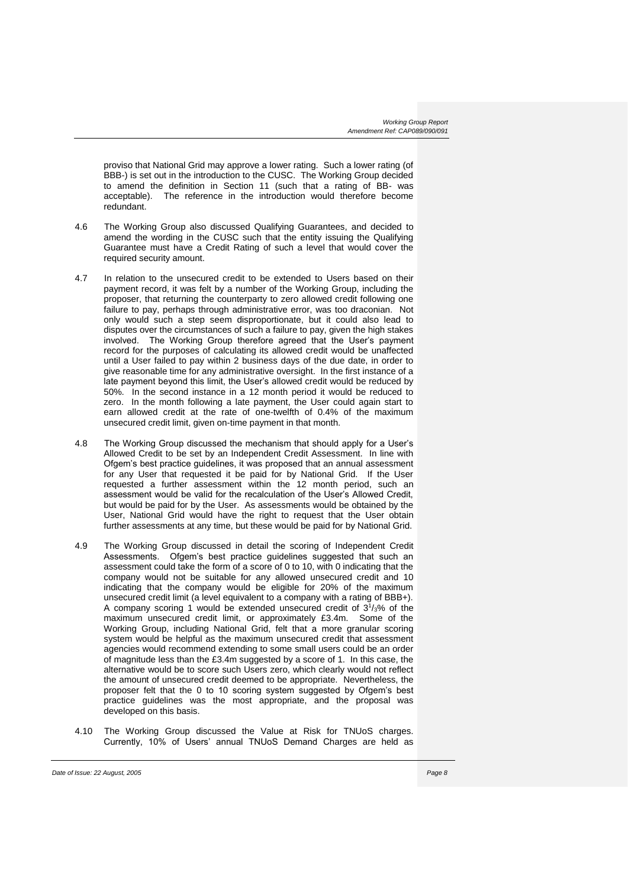proviso that National Grid may approve a lower rating. Such a lower rating (of BBB-) is set out in the introduction to the CUSC. The Working Group decided to amend the definition in Section 11 (such that a rating of BB- was acceptable). The reference in the introduction would therefore become redundant.

4.6 The Working Group also discussed Qualifying Guarantees, and decided to amend the wording in the CUSC such that the entity issuing the Qualifying Guarantee must have a Credit Rating of such a level that would cover the required security amount.

4.7 In relation to the unsecured credit to be extended to Users based on their payment record, it was felt by a number of the Working Group, including the proposer, that returning the counterparty to zero allowed credit following one failure to pay, perhaps through administrative error, was too draconian. Not only would such a step seem disproportionate, but it could also lead to disputes over the circumstances of such a failure to pay, given the high stakes involved. The Working Group therefore agreed that the User's payment record for the purposes of calculating its allowed credit would be unaffected until a User failed to pay within 2 business days of the due date, in order to give reasonable time for any administrative oversight. In the first instance of a late payment beyond this limit, the User's allowed credit would be reduced by 50%. In the second instance in a 12 month period it would be reduced to zero. In the month following a late payment, the User could again start to earn allowed credit at the rate of one-twelfth of 0.4% of the maximum unsecured credit limit, given on-time payment in that month.

4.8 The Working Group discussed the mechanism that should apply for a User's Allowed Credit to be set by an Independent Credit Assessment. In line with Ofgem's best practice guidelines, it was proposed that an annual assessment for any User that requested it be paid for by National Grid. If the User requested a further assessment within the 12 month period, such an assessment would be valid for the recalculation of the User's Allowed Credit, but would be paid for by the User. As assessments would be obtained by the User, National Grid would have the right to request that the User obtain further assessments at any time, but these would be paid for by National Grid.

4.9 The Working Group discussed in detail the scoring of Independent Credit Assessments. Ofgem's best practice guidelines suggested that such an assessment could take the form of a score of 0 to 10, with 0 indicating that the company would not be suitable for any allowed unsecured credit and 10 indicating that the company would be eligible for 20% of the maximum unsecured credit limit (a level equivalent to a company with a rating of BBB+). A company scoring 1 would be extended unsecured credit of $3^{1}/_{3}$% of the maximum unsecured credit limit, or approximately £3.4m. Some of the Working Group, including National Grid, felt that a more granular scoring system would be helpful as the maximum unsecured credit that assessment agencies would recommend extending to some small users could be an order of magnitude less than the £3.4m suggested by a score of 1. In this case, the alternative would be to score such Users zero, which clearly would not reflect the amount of unsecured credit deemed to be appropriate. Nevertheless, the proposer felt that the 0 to 10 scoring system suggested by Ofgem's best practice guidelines was the most appropriate, and the proposal was developed on this basis.

4.10 The Working Group discussed the Value at Risk for TNUoS charges. Currently, 10% of Users' annual TNUoS Demand Charges are held as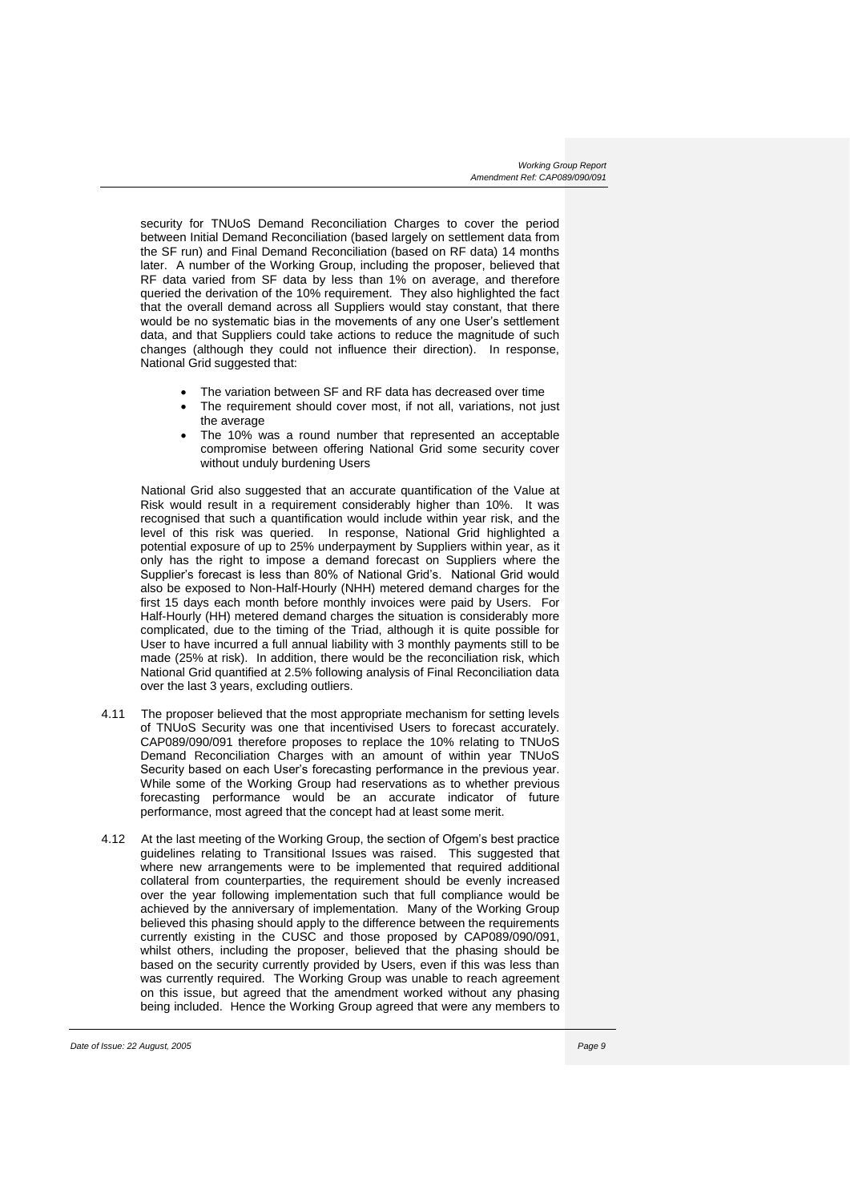security for TNUoS Demand Reconciliation Charges to cover the period between Initial Demand Reconciliation (based largely on settlement data from the SF run) and Final Demand Reconciliation (based on RF data) 14 months later. A number of the Working Group, including the proposer, believed that RF data varied from SF data by less than 1% on average, and therefore queried the derivation of the 10% requirement. They also highlighted the fact that the overall demand across all Suppliers would stay constant, that there would be no systematic bias in the movements of any one User's settlement data, and that Suppliers could take actions to reduce the magnitude of such changes (although they could not influence their direction). In response, National Grid suggested that:

- The variation between SF and RF data has decreased over time
- The requirement should cover most, if not all, variations, not just the average
- The 10% was a round number that represented an acceptable compromise between offering National Grid some security cover without unduly burdening Users

National Grid also suggested that an accurate quantification of the Value at Risk would result in a requirement considerably higher than 10%. It was recognised that such a quantification would include within year risk, and the level of this risk was queried. In response, National Grid highlighted a potential exposure of up to 25% underpayment by Suppliers within year, as it only has the right to impose a demand forecast on Suppliers where the Supplier's forecast is less than 80% of National Grid's. National Grid would also be exposed to Non-Half-Hourly (NHH) metered demand charges for the first 15 days each month before monthly invoices were paid by Users. For Half-Hourly (HH) metered demand charges the situation is considerably more complicated, due to the timing of the Triad, although it is quite possible for User to have incurred a full annual liability with 3 monthly payments still to be made (25% at risk). In addition, there would be the reconciliation risk, which National Grid quantified at 2.5% following analysis of Final Reconciliation data over the last 3 years, excluding outliers.

4.11 The proposer believed that the most appropriate mechanism for setting levels of TNUoS Security was one that incentivised Users to forecast accurately. CAP089/090/091 therefore proposes to replace the 10% relating to TNUoS Demand Reconciliation Charges with an amount of within year TNUoS Security based on each User's forecasting performance in the previous year. While some of the Working Group had reservations as to whether previous forecasting performance would be an accurate indicator of future performance, most agreed that the concept had at least some merit.

4.12 At the last meeting of the Working Group, the section of Ofgem's best practice guidelines relating to Transitional Issues was raised. This suggested that where new arrangements were to be implemented that required additional collateral from counterparties, the requirement should be evenly increased over the year following implementation such that full compliance would be achieved by the anniversary of implementation. Many of the Working Group believed this phasing should apply to the difference between the requirements currently existing in the CUSC and those proposed by CAP089/090/091, whilst others, including the proposer, believed that the phasing should be based on the security currently provided by Users, even if this was less than was currently required. The Working Group was unable to reach agreement on this issue, but agreed that the amendment worked without any phasing being included. Hence the Working Group agreed that were any members to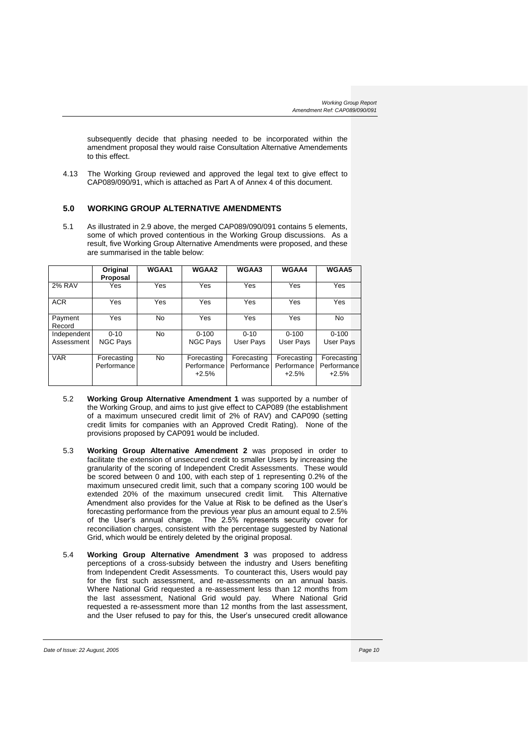subsequently decide that phasing needed to be incorporated within the amendment proposal they would raise Consultation Alternative Amendements to this effect.

4.13 The Working Group reviewed and approved the legal text to give effect to CAP089/090/91, which is attached as Part A of Annex 4 of this document.

## 5.0 WORKING GROUP ALTERNATIVE AMENDMENTS

5.1 As illustrated in 2.9 above, the merged CAP089/090/091 contains 5 elements, some of which proved contentious in the Working Group discussions. As a result, five Working Group Alternative Amendments were proposed, and these are summarised in the table below:

| | Original Proposal | WGAA1 | WGAA2 | WGAA3 | WGAA4 | WGAA5 |
|---|---|---|---|---|---|---|
| 2% RAV | Yes | Yes | Yes | Yes | Yes | Yes |
| ACR | Yes | Yes | Yes | Yes | Yes | Yes |
| Payment Record | Yes | No | Yes | Yes | Yes | No |
| Independent Assessment | 0-10 NGC Pays | No | 0-100 NGC Pays | 0-10 User Pays | 0-100 User Pays | 0-100 User Pays |
| VAR | Forecasting Performance | No | Forecasting Performance +2.5% | Forecasting Performance | Forecasting Performance +2.5% | Forecasting Performance +2.5% |

5.2 **Working Group Alternative Amendment 1** was supported by a number of the Working Group, and aims to just give effect to CAP089 (the establishment of a maximum unsecured credit limit of 2% of RAV) and CAP090 (setting credit limits for companies with an Approved Credit Rating). None of the provisions proposed by CAP091 would be included.

5.3 **Working Group Alternative Amendment 2** was proposed in order to facilitate the extension of unsecured credit to smaller Users by increasing the granularity of the scoring of Independent Credit Assessments. These would be scored between 0 and 100, with each step of 1 representing 0.2% of the maximum unsecured credit limit, such that a company scoring 100 would be extended 20% of the maximum unsecured credit limit. This Alternative Amendment also provides for the Value at Risk to be defined as the User's forecasting performance from the previous year plus an amount equal to 2.5% of the User's annual charge. The 2.5% represents security cover for reconciliation charges, consistent with the percentage suggested by National Grid, which would be entirely deleted by the original proposal.

5.4 **Working Group Alternative Amendment 3** was proposed to address perceptions of a cross-subsidy between the industry and Users benefiting from Independent Credit Assessments. To counteract this, Users would pay for the first such assessment, and re-assessments on an annual basis. Where National Grid requested a re-assessment less than 12 months from the last assessment, National Grid would pay. Where National Grid requested a re-assessment more than 12 months from the last assessment, and the User refused to pay for this, the User's unsecured credit allowance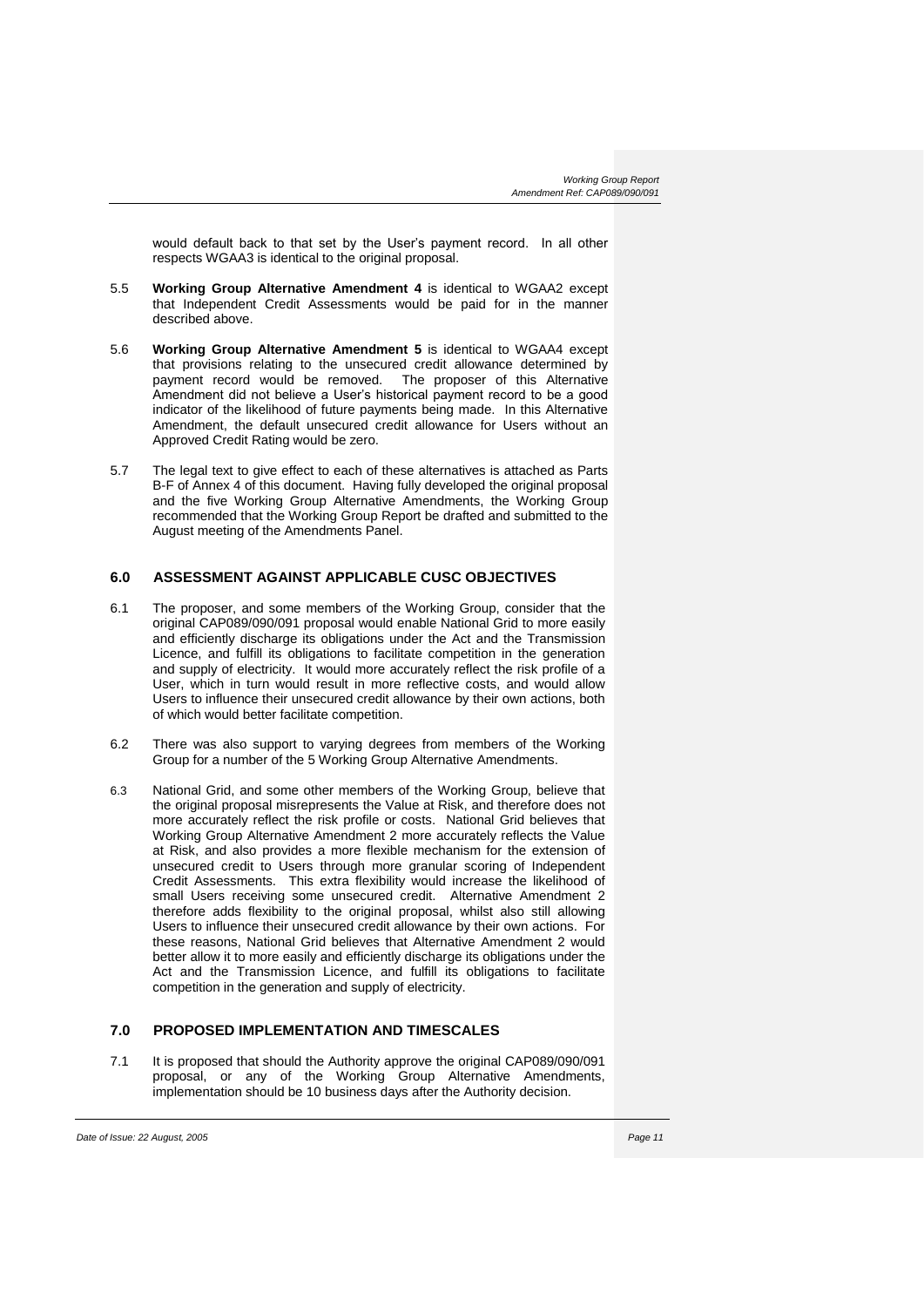would default back to that set by the User's payment record. In all other respects WGAA3 is identical to the original proposal.

5.5 **Working Group Alternative Amendment 4** is identical to WGAA2 except that Independent Credit Assessments would be paid for in the manner described above.

5.6 **Working Group Alternative Amendment 5** is identical to WGAA4 except that provisions relating to the unsecured credit allowance determined by payment record would be removed. The proposer of this Alternative Amendment did not believe a User's historical payment record to be a good indicator of the likelihood of future payments being made. In this Alternative Amendment, the default unsecured credit allowance for Users without an Approved Credit Rating would be zero.

5.7 The legal text to give effect to each of these alternatives is attached as Parts B-F of Annex 4 of this document. Having fully developed the original proposal and the five Working Group Alternative Amendments, the Working Group recommended that the Working Group Report be drafted and submitted to the August meeting of the Amendments Panel.

## 6.0 ASSESSMENT AGAINST APPLICABLE CUSC OBJECTIVES

6.1 The proposer, and some members of the Working Group, consider that the original CAP089/090/091 proposal would enable National Grid to more easily and efficiently discharge its obligations under the Act and the Transmission Licence, and fulfill its obligations to facilitate competition in the generation and supply of electricity. It would more accurately reflect the risk profile of a User, which in turn would result in more reflective costs, and would allow Users to influence their unsecured credit allowance by their own actions, both of which would better facilitate competition.

6.2 There was also support to varying degrees from members of the Working Group for a number of the 5 Working Group Alternative Amendments.

6.3 National Grid, and some other members of the Working Group, believe that the original proposal misrepresents the Value at Risk, and therefore does not more accurately reflect the risk profile or costs. National Grid believes that Working Group Alternative Amendment 2 more accurately reflects the Value at Risk, and also provides a more flexible mechanism for the extension of unsecured credit to Users through more granular scoring of Independent Credit Assessments. This extra flexibility would increase the likelihood of small Users receiving some unsecured credit. Alternative Amendment 2 therefore adds flexibility to the original proposal, whilst also still allowing Users to influence their unsecured credit allowance by their own actions. For these reasons, National Grid believes that Alternative Amendment 2 would better allow it to more easily and efficiently discharge its obligations under the Act and the Transmission Licence, and fulfill its obligations to facilitate competition in the generation and supply of electricity.

## 7.0 PROPOSED IMPLEMENTATION AND TIMESCALES

7.1 It is proposed that should the Authority approve the original CAP089/090/091 proposal, or any of the Working Group Alternative Amendments, implementation should be 10 business days after the Authority decision.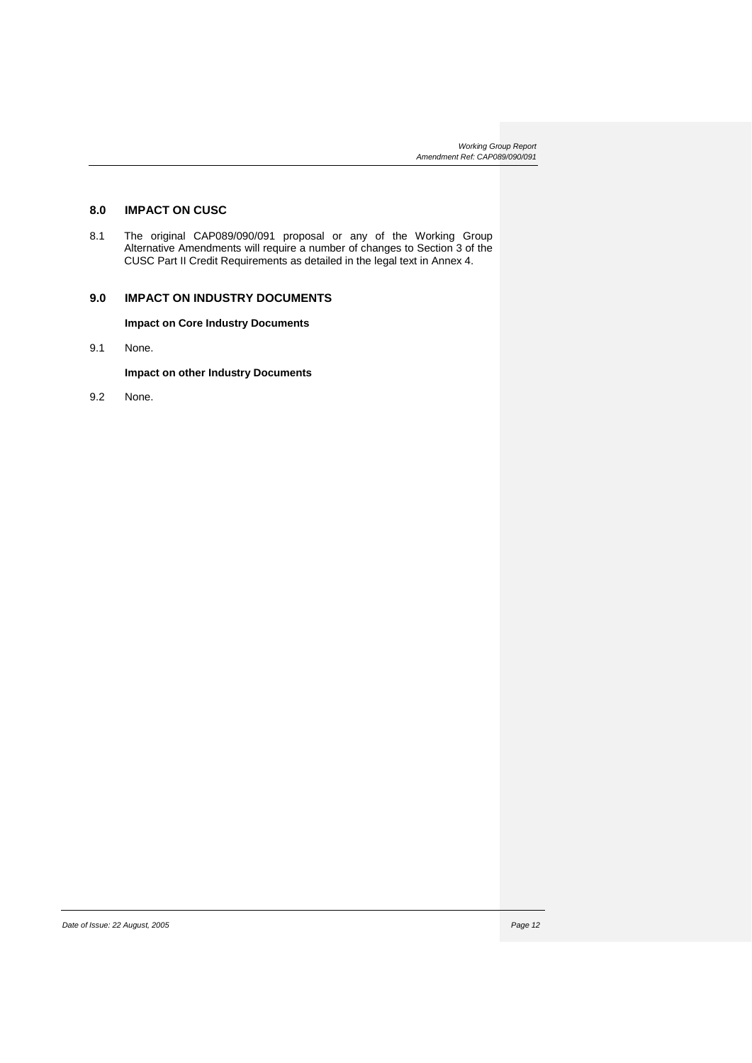## 8.0 IMPACT ON CUSC

8.1 The original CAP089/090/091 proposal or any of the Working Group Alternative Amendments will require a number of changes to Section 3 of the CUSC Part II Credit Requirements as detailed in the legal text in Annex 4.

## 9.0 IMPACT ON INDUSTRY DOCUMENTS

**Impact on Core Industry Documents**

9.1 None.

**Impact on other Industry Documents**

9.2 None.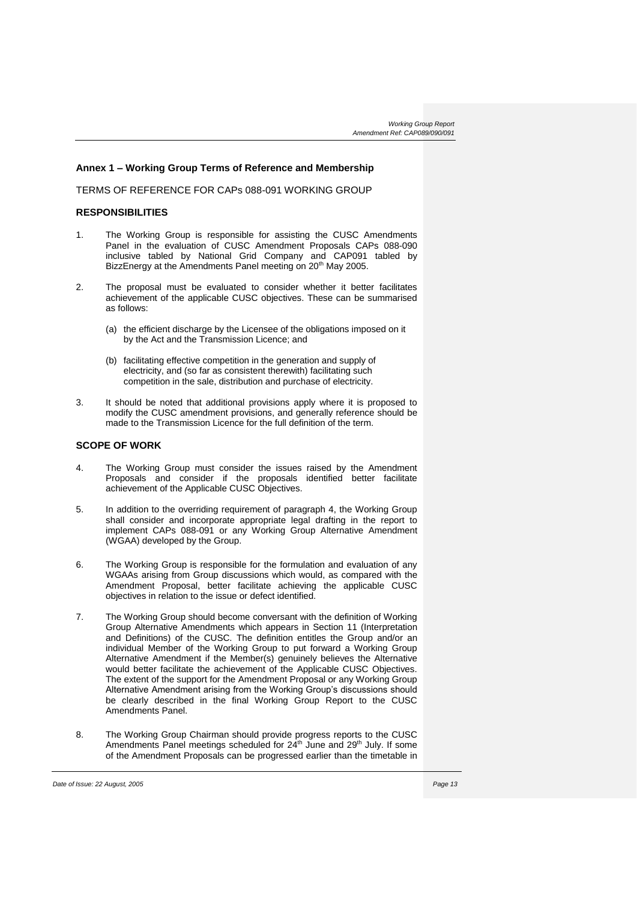## Annex 1 – Working Group Terms of Reference and Membership

TERMS OF REFERENCE FOR CAPs 088-091 WORKING GROUP

### RESPONSIBILITIES

1. The Working Group is responsible for assisting the CUSC Amendments Panel in the evaluation of CUSC Amendment Proposals CAPs 088-090 inclusive tabled by National Grid Company and CAP091 tabled by BizzEnergy at the Amendments Panel meeting on 20th May 2005.

2. The proposal must be evaluated to consider whether it better facilitates achievement of the applicable CUSC objectives. These can be summarised as follows:

   (a) the efficient discharge by the Licensee of the obligations imposed on it by the Act and the Transmission Licence; and

   (b) facilitating effective competition in the generation and supply of electricity, and (so far as consistent therewith) facilitating such competition in the sale, distribution and purchase of electricity.

3. It should be noted that additional provisions apply where it is proposed to modify the CUSC amendment provisions, and generally reference should be made to the Transmission Licence for the full definition of the term.

### SCOPE OF WORK

4. The Working Group must consider the issues raised by the Amendment Proposals and consider if the proposals identified better facilitate achievement of the Applicable CUSC Objectives.

5. In addition to the overriding requirement of paragraph 4, the Working Group shall consider and incorporate appropriate legal drafting in the report to implement CAPs 088-091 or any Working Group Alternative Amendment (WGAA) developed by the Group.

6. The Working Group is responsible for the formulation and evaluation of any WGAAs arising from Group discussions which would, as compared with the Amendment Proposal, better facilitate achieving the applicable CUSC objectives in relation to the issue or defect identified.

7. The Working Group should become conversant with the definition of Working Group Alternative Amendments which appears in Section 11 (Interpretation and Definitions) of the CUSC. The definition entitles the Group and/or an individual Member of the Working Group to put forward a Working Group Alternative Amendment if the Member(s) genuinely believes the Alternative would better facilitate the achievement of the Applicable CUSC Objectives. The extent of the support for the Amendment Proposal or any Working Group Alternative Amendment arising from the Working Group's discussions should be clearly described in the final Working Group Report to the CUSC Amendments Panel.

8. The Working Group Chairman should provide progress reports to the CUSC Amendments Panel meetings scheduled for 24th June and 29th July. If some of the Amendment Proposals can be progressed earlier than the timetable in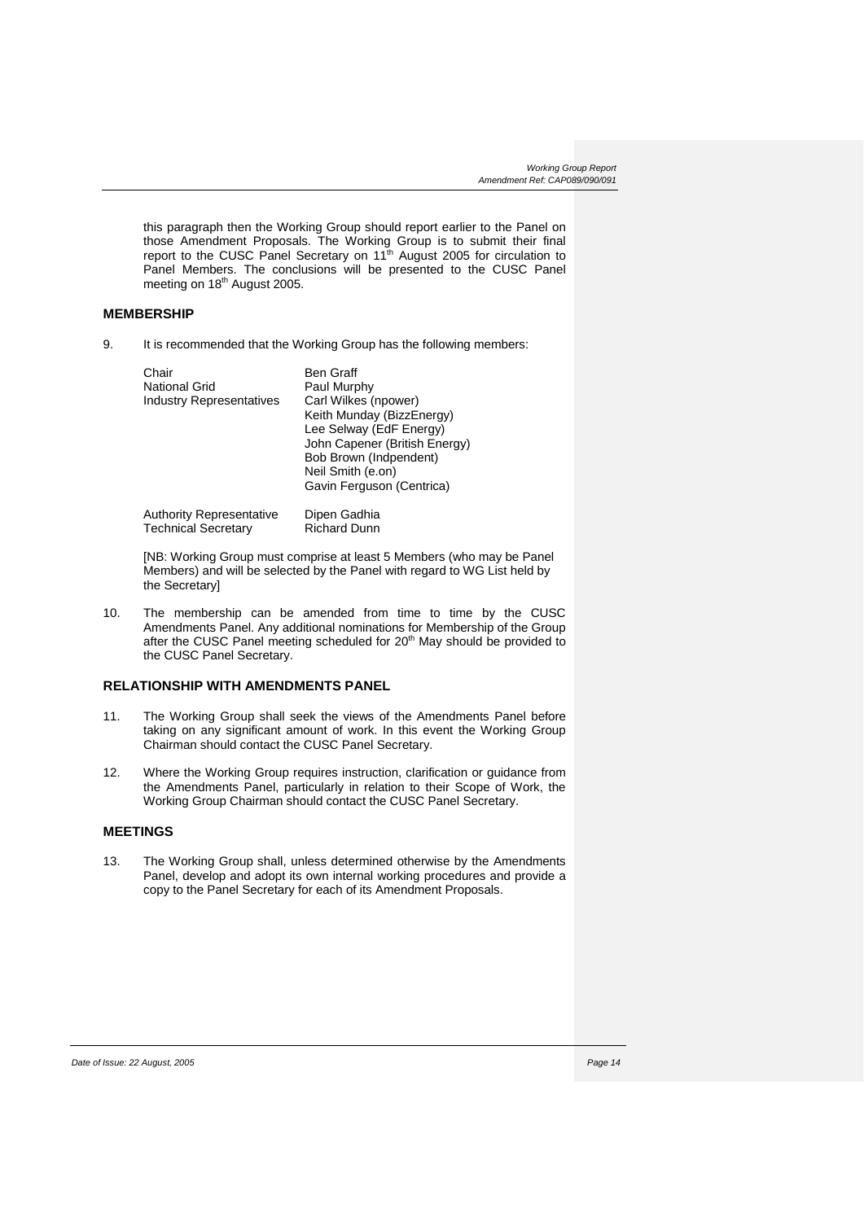this paragraph then the Working Group should report earlier to the Panel on those Amendment Proposals. The Working Group is to submit their final report to the CUSC Panel Secretary on 11th August 2005 for circulation to Panel Members. The conclusions will be presented to the CUSC Panel meeting on 18th August 2005.

## MEMBERSHIP

9. It is recommended that the Working Group has the following members:

| | |
|---|---|
| Chair | Ben Graff |
| National Grid | Paul Murphy |
| Industry Representatives | Carl Wilkes (npower) |
| | Keith Munday (BizzEnergy) |
| | Lee Selway (EdF Energy) |
| | John Capener (British Energy) |
| | Bob Brown (Indpendent) |
| | Neil Smith (e.on) |
| | Gavin Ferguson (Centrica) |
| Authority Representative | Dipen Gadhia |
| Technical Secretary | Richard Dunn |

[NB: Working Group must comprise at least 5 Members (who may be Panel Members) and will be selected by the Panel with regard to WG List held by the Secretary]

10. The membership can be amended from time to time by the CUSC Amendments Panel. Any additional nominations for Membership of the Group after the CUSC Panel meeting scheduled for 20th May should be provided to the CUSC Panel Secretary.

## RELATIONSHIP WITH AMENDMENTS PANEL

11. The Working Group shall seek the views of the Amendments Panel before taking on any significant amount of work. In this event the Working Group Chairman should contact the CUSC Panel Secretary.

12. Where the Working Group requires instruction, clarification or guidance from the Amendments Panel, particularly in relation to their Scope of Work, the Working Group Chairman should contact the CUSC Panel Secretary.

## MEETINGS

13. The Working Group shall, unless determined otherwise by the Amendments Panel, develop and adopt its own internal working procedures and provide a copy to the Panel Secretary for each of its Amendment Proposals.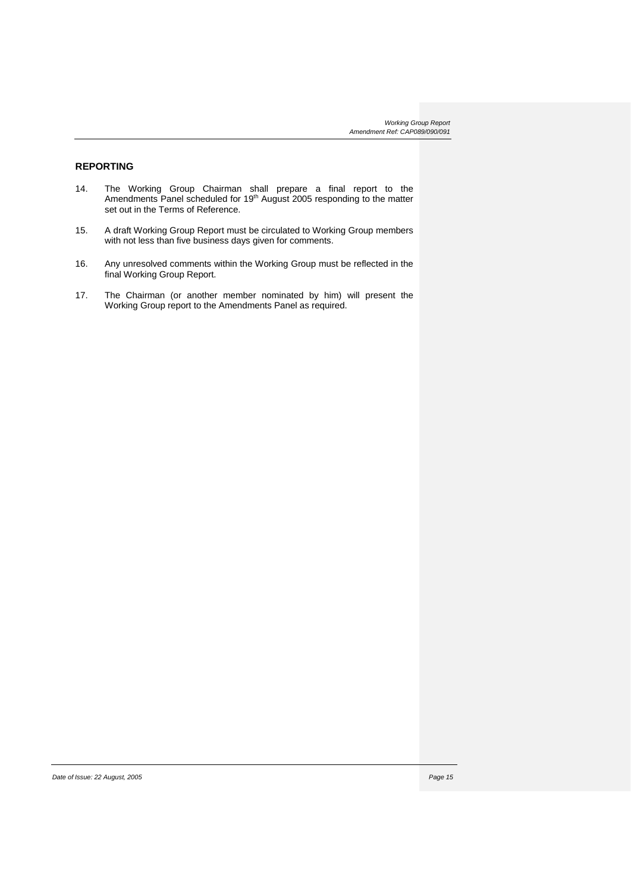## REPORTING

14. The Working Group Chairman shall prepare a final report to the Amendments Panel scheduled for 19th August 2005 responding to the matter set out in the Terms of Reference.

15. A draft Working Group Report must be circulated to Working Group members with not less than five business days given for comments.

16. Any unresolved comments within the Working Group must be reflected in the final Working Group Report.

17. The Chairman (or another member nominated by him) will present the Working Group report to the Amendments Panel as required.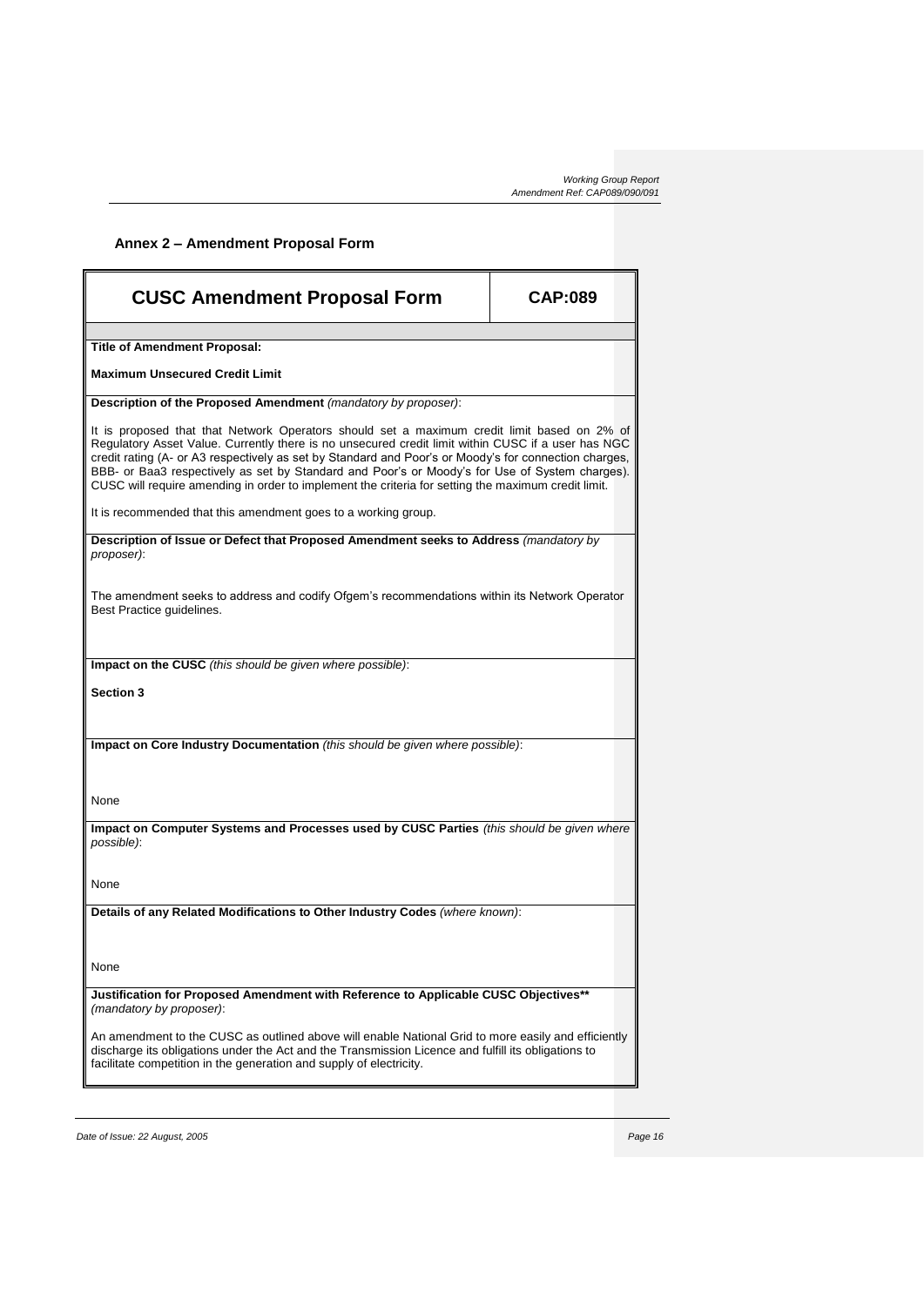## Annex 2 – Amendment Proposal Form

| CUSC Amendment Proposal Form | CAP:089 |
|---|---|

**Title of Amendment Proposal:**

**Maximum Unsecured Credit Limit**

**Description of the Proposed Amendment** *(mandatory by proposer)*:

It is proposed that that Network Operators should set a maximum credit limit based on 2% of Regulatory Asset Value. Currently there is no unsecured credit limit within CUSC if a user has NGC credit rating (A- or A3 respectively as set by Standard and Poor's or Moody's for connection charges, BBB- or Baa3 respectively as set by Standard and Poor's or Moody's for Use of System charges). CUSC will require amending in order to implement the criteria for setting the maximum credit limit.

It is recommended that this amendment goes to a working group.

**Description of Issue or Defect that Proposed Amendment seeks to Address** *(mandatory by proposer)*:

The amendment seeks to address and codify Ofgem's recommendations within its Network Operator Best Practice guidelines.

**Impact on the CUSC** *(this should be given where possible)*:

**Section 3**

**Impact on Core Industry Documentation** *(this should be given where possible)*:

None

**Impact on Computer Systems and Processes used by CUSC Parties** *(this should be given where possible)*:

None

**Details of any Related Modifications to Other Industry Codes** *(where known)*:

None

**Justification for Proposed Amendment with Reference to Applicable CUSC Objectives**** *(mandatory by proposer)*:

An amendment to the CUSC as outlined above will enable National Grid to more easily and efficiently discharge its obligations under the Act and the Transmission Licence and fulfill its obligations to facilitate competition in the generation and supply of electricity.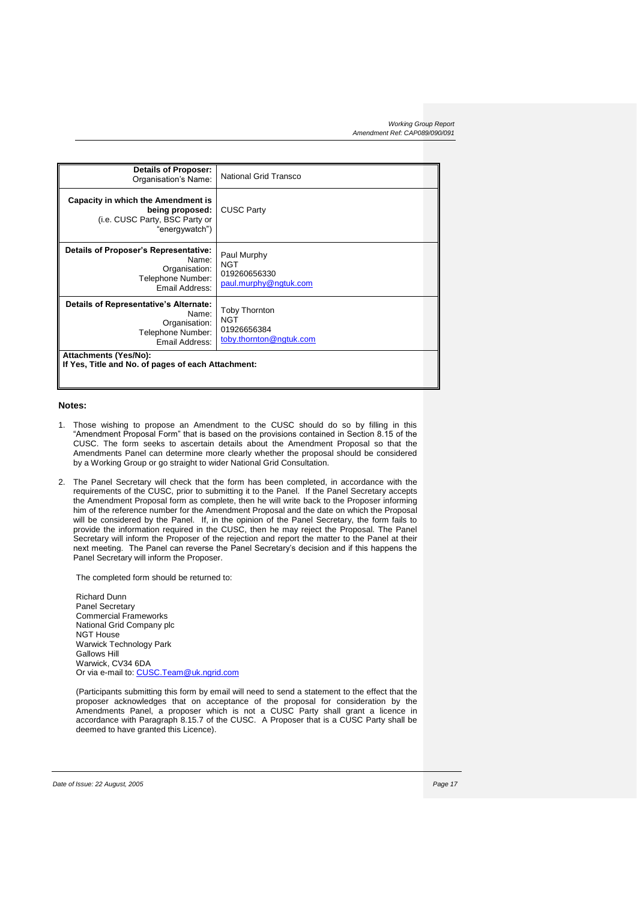| **Details of Proposer:** Organisation's Name: | National Grid Transco |
|---|---|
| **Capacity in which the Amendment is being proposed:** (i.e. CUSC Party, BSC Party or "energywatch") | CUSC Party |
| **Details of Proposer's Representative:** Name: Organisation: Telephone Number: Email Address: | Paul Murphy<br>NGT<br>019260656330<br>paul.murphy@ngtuk.com |
| **Details of Representative's Alternate:** Name: Organisation: Telephone Number: Email Address: | Toby Thornton<br>NGT<br>01926656384<br>toby.thornton@ngtuk.com |
| **Attachments (Yes/No):**<br>**If Yes, Title and No. of pages of each Attachment:** | |

**Notes:**

1. Those wishing to propose an Amendment to the CUSC should do so by filling in this "Amendment Proposal Form" that is based on the provisions contained in Section 8.15 of the CUSC. The form seeks to ascertain details about the Amendment Proposal so that the Amendments Panel can determine more clearly whether the proposal should be considered by a Working Group or go straight to wider National Grid Consultation.

2. The Panel Secretary will check that the form has been completed, in accordance with the requirements of the CUSC, prior to submitting it to the Panel. If the Panel Secretary accepts the Amendment Proposal form as complete, then he will write back to the Proposer informing him of the reference number for the Amendment Proposal and the date on which the Proposal will be considered by the Panel. If, in the opinion of the Panel Secretary, the form fails to provide the information required in the CUSC, then he may reject the Proposal. The Panel Secretary will inform the Proposer of the rejection and report the matter to the Panel at their next meeting. The Panel can reverse the Panel Secretary's decision and if this happens the Panel Secretary will inform the Proposer.

   The completed form should be returned to:

   Richard Dunn
   Panel Secretary
   Commercial Frameworks
   National Grid Company plc
   NGT House
   Warwick Technology Park
   Gallows Hill
   Warwick, CV34 6DA
   Or via e-mail to: CUSC.Team@uk.ngrid.com

   (Participants submitting this form by email will need to send a statement to the effect that the proposer acknowledges that on acceptance of the proposal for consideration by the Amendments Panel, a proposer which is not a CUSC Party shall grant a licence in accordance with Paragraph 8.15.7 of the CUSC. A Proposer that is a CUSC Party shall be deemed to have granted this Licence).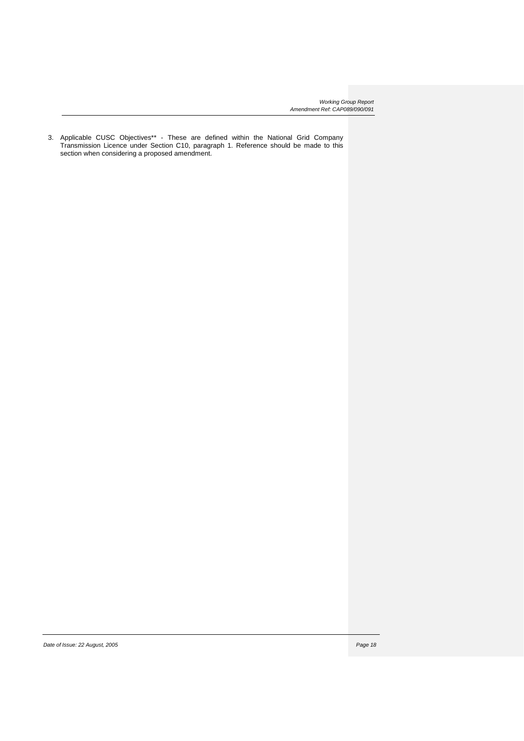3. Applicable CUSC Objectives** - These are defined within the National Grid Company Transmission Licence under Section C10, paragraph 1. Reference should be made to this section when considering a proposed amendment.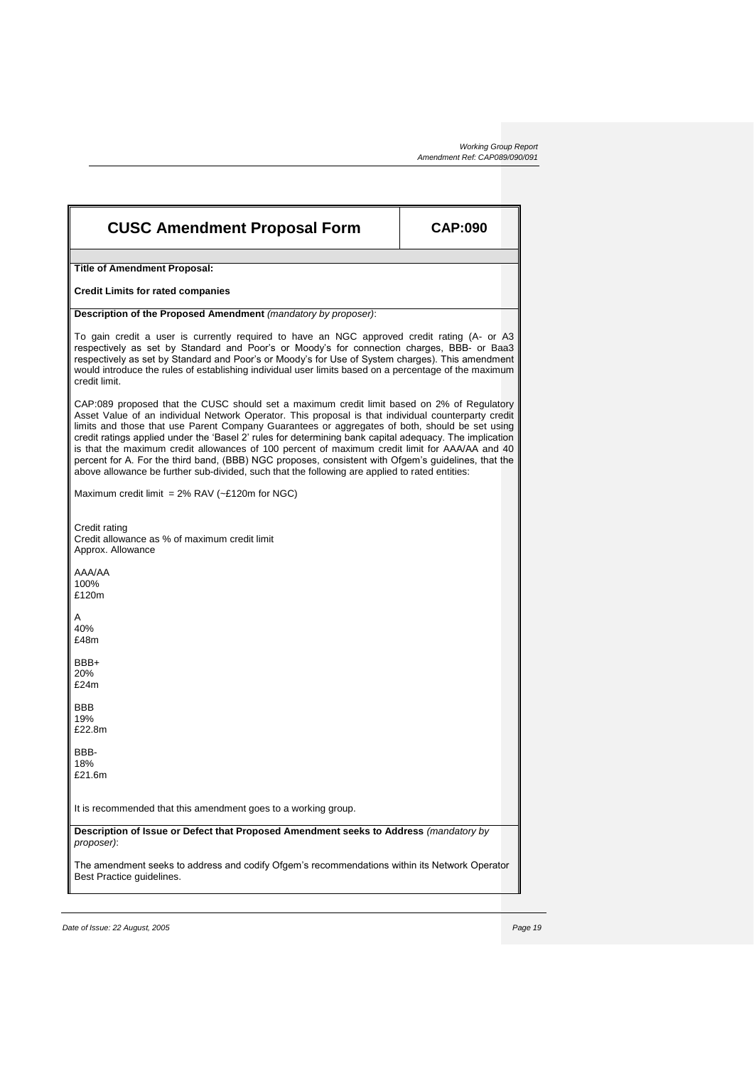| **CUSC Amendment Proposal Form** | **CAP:090** |
|---|---|

**Title of Amendment Proposal:**

**Credit Limits for rated companies**

**Description of the Proposed Amendment** *(mandatory by proposer)*:

To gain credit a user is currently required to have an NGC approved credit rating (A- or A3 respectively as set by Standard and Poor's or Moody's for connection charges, BBB- or Baa3 respectively as set by Standard and Poor's or Moody's for Use of System charges). This amendment would introduce the rules of establishing individual user limits based on a percentage of the maximum credit limit.

CAP:089 proposed that the CUSC should set a maximum credit limit based on 2% of Regulatory Asset Value of an individual Network Operator. This proposal is that individual counterparty credit limits and those that use Parent Company Guarantees or aggregates of both, should be set using credit ratings applied under the 'Basel 2' rules for determining bank capital adequacy. The implication is that the maximum credit allowances of 100 percent of maximum credit limit for AAA/AA and 40 percent for A. For the third band, (BBB) NGC proposes, consistent with Ofgem's guidelines, that the above allowance be further sub-divided, such that the following are applied to rated entities:

Maximum credit limit = 2% RAV (~£120m for NGC)

| Credit rating | Credit allowance as % of maximum credit limit | Approx. Allowance |
|---|---|---|
| AAA/AA | 100% | £120m |
| A | 40% | £48m |
| BBB+ | 20% | £24m |
| BBB | 19% | £22.8m |
| BBB- | 18% | £21.6m |

It is recommended that this amendment goes to a working group.

**Description of Issue or Defect that Proposed Amendment seeks to Address** *(mandatory by proposer)*:

The amendment seeks to address and codify Ofgem's recommendations within its Network Operator Best Practice guidelines.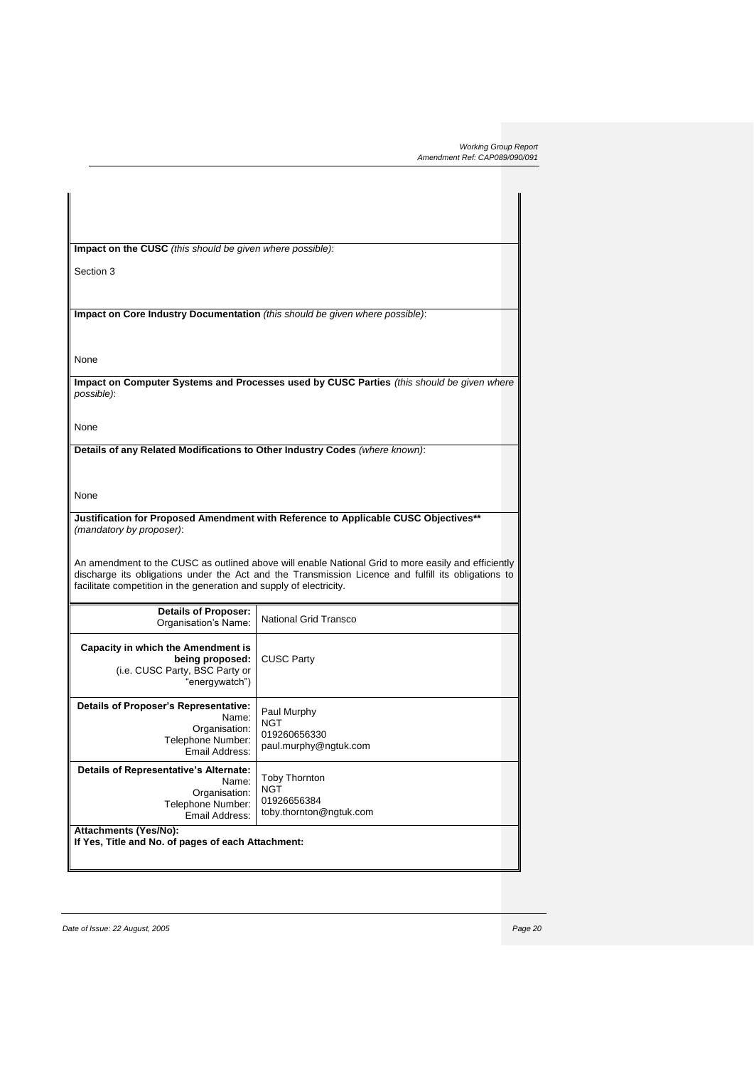**Impact on the CUSC** *(this should be given where possible)*:

Section 3

**Impact on Core Industry Documentation** *(this should be given where possible)*:

None

**Impact on Computer Systems and Processes used by CUSC Parties** *(this should be given where possible)*:

None

**Details of any Related Modifications to Other Industry Codes** *(where known)*:

None

**Justification for Proposed Amendment with Reference to Applicable CUSC Objectives**** *(mandatory by proposer)*:

An amendment to the CUSC as outlined above will enable National Grid to more easily and efficiently discharge its obligations under the Act and the Transmission Licence and fulfill its obligations to facilitate competition in the generation and supply of electricity.

| | |
|---|---|
| **Details of Proposer:** Organisation's Name: | National Grid Transco |
| **Capacity in which the Amendment is being proposed:** (i.e. CUSC Party, BSC Party or "energywatch") | CUSC Party |
| **Details of Proposer's Representative:** Name: Organisation: Telephone Number: Email Address: | Paul Murphy NGT 019260656330 paul.murphy@ngtuk.com |
| **Details of Representative's Alternate:** Name: Organisation: Telephone Number: Email Address: | Toby Thornton NGT 01926656384 toby.thornton@ngtuk.com |

**Attachments (Yes/No):**
**If Yes, Title and No. of pages of each Attachment:**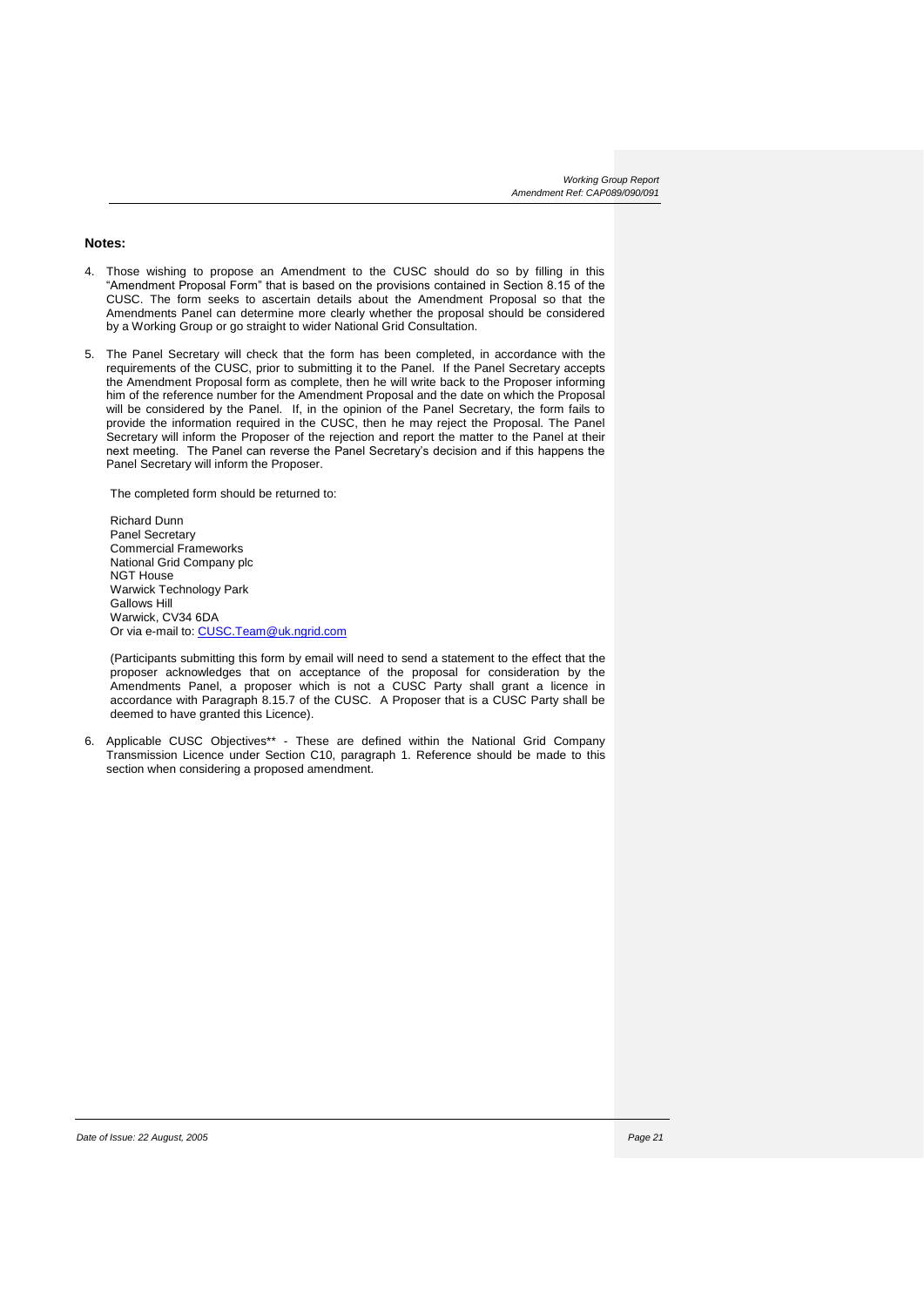**Notes:**

4. Those wishing to propose an Amendment to the CUSC should do so by filling in this "Amendment Proposal Form" that is based on the provisions contained in Section 8.15 of the CUSC. The form seeks to ascertain details about the Amendment Proposal so that the Amendments Panel can determine more clearly whether the proposal should be considered by a Working Group or go straight to wider National Grid Consultation.

5. The Panel Secretary will check that the form has been completed, in accordance with the requirements of the CUSC, prior to submitting it to the Panel. If the Panel Secretary accepts the Amendment Proposal form as complete, then he will write back to the Proposer informing him of the reference number for the Amendment Proposal and the date on which the Proposal will be considered by the Panel. If, in the opinion of the Panel Secretary, the form fails to provide the information required in the CUSC, then he may reject the Proposal. The Panel Secretary will inform the Proposer of the rejection and report the matter to the Panel at their next meeting. The Panel can reverse the Panel Secretary's decision and if this happens the Panel Secretary will inform the Proposer.

   The completed form should be returned to:

   Richard Dunn
   Panel Secretary
   Commercial Frameworks
   National Grid Company plc
   NGT House
   Warwick Technology Park
   Gallows Hill
   Warwick, CV34 6DA
   Or via e-mail to: CUSC.Team@uk.ngrid.com

   (Participants submitting this form by email will need to send a statement to the effect that the proposer acknowledges that on acceptance of the proposal for consideration by the Amendments Panel, a proposer which is not a CUSC Party shall grant a licence in accordance with Paragraph 8.15.7 of the CUSC. A Proposer that is a CUSC Party shall be deemed to have granted this Licence).

6. Applicable CUSC Objectives** - These are defined within the National Grid Company Transmission Licence under Section C10, paragraph 1. Reference should be made to this section when considering a proposed amendment.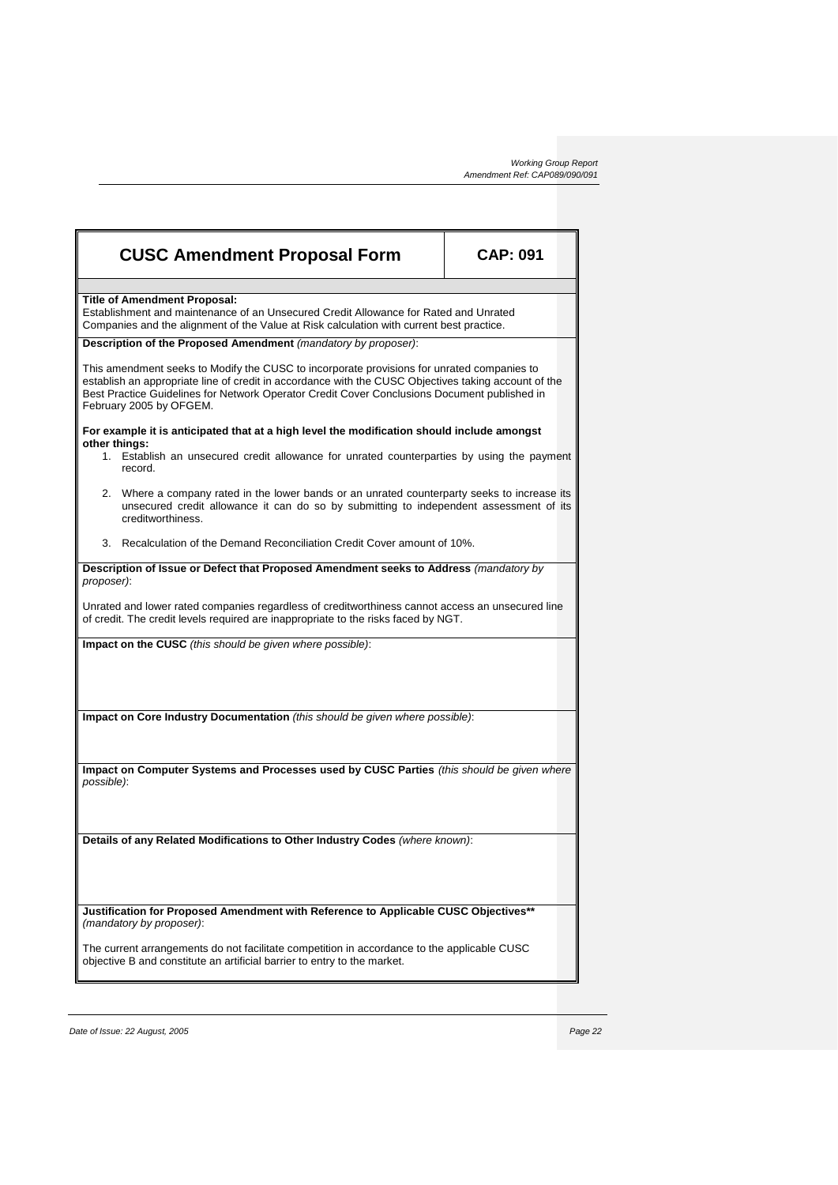# CUSC Amendment Proposal Form | CAP: 091

**Title of Amendment Proposal:**
Establishment and maintenance of an Unsecured Credit Allowance for Rated and Unrated Companies and the alignment of the Value at Risk calculation with current best practice.

**Description of the Proposed Amendment** *(mandatory by proposer)*:

This amendment seeks to Modify the CUSC to incorporate provisions for unrated companies to establish an appropriate line of credit in accordance with the CUSC Objectives taking account of the Best Practice Guidelines for Network Operator Credit Cover Conclusions Document published in February 2005 by OFGEM.

**For example it is anticipated that at a high level the modification should include amongst other things:**

1. Establish an unsecured credit allowance for unrated counterparties by using the payment record.
2. Where a company rated in the lower bands or an unrated counterparty seeks to increase its unsecured credit allowance it can do so by submitting to independent assessment of its creditworthiness.
3. Recalculation of the Demand Reconciliation Credit Cover amount of 10%.

**Description of Issue or Defect that Proposed Amendment seeks to Address** *(mandatory by proposer)*:

Unrated and lower rated companies regardless of creditworthiness cannot access an unsecured line of credit. The credit levels required are inappropriate to the risks faced by NGT.

**Impact on the CUSC** *(this should be given where possible)*:

**Impact on Core Industry Documentation** *(this should be given where possible)*:

**Impact on Computer Systems and Processes used by CUSC Parties** *(this should be given where possible)*:

**Details of any Related Modifications to Other Industry Codes** *(where known)*:

**Justification for Proposed Amendment with Reference to Applicable CUSC Objectives**** *(mandatory by proposer)*:

The current arrangements do not facilitate competition in accordance to the applicable CUSC objective B and constitute an artificial barrier to entry to the market.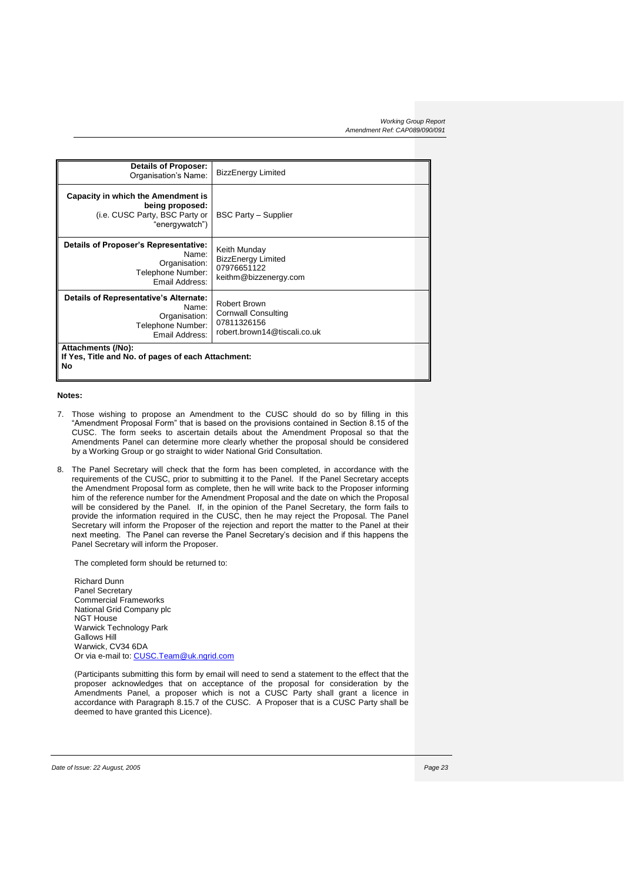| **Details of Proposer:** Organisation's Name: | BizzEnergy Limited |
|---|---|
| **Capacity in which the Amendment is being proposed:** (i.e. CUSC Party, BSC Party or "energywatch") | BSC Party – Supplier |
| **Details of Proposer's Representative:** Name: Organisation: Telephone Number: Email Address: | Keith Munday BizzEnergy Limited 07976651122 keithm@bizzenergy.com |
| **Details of Representative's Alternate:** Name: Organisation: Telephone Number: Email Address: | Robert Brown Cornwall Consulting 07811326156 robert.brown14@tiscali.co.uk |
| **Attachments (/No):** **If Yes, Title and No. of pages of each Attachment:** **No** | |

**Notes:**

7. Those wishing to propose an Amendment to the CUSC should do so by filling in this "Amendment Proposal Form" that is based on the provisions contained in Section 8.15 of the CUSC. The form seeks to ascertain details about the Amendment Proposal so that the Amendments Panel can determine more clearly whether the proposal should be considered by a Working Group or go straight to wider National Grid Consultation.

8. The Panel Secretary will check that the form has been completed, in accordance with the requirements of the CUSC, prior to submitting it to the Panel. If the Panel Secretary accepts the Amendment Proposal form as complete, then he will write back to the Proposer informing him of the reference number for the Amendment Proposal and the date on which the Proposal will be considered by the Panel. If, in the opinion of the Panel Secretary, the form fails to provide the information required in the CUSC, then he may reject the Proposal. The Panel Secretary will inform the Proposer of the rejection and report the matter to the Panel at their next meeting. The Panel can reverse the Panel Secretary's decision and if this happens the Panel Secretary will inform the Proposer.

   The completed form should be returned to:

   Richard Dunn
   Panel Secretary
   Commercial Frameworks
   National Grid Company plc
   NGT House
   Warwick Technology Park
   Gallows Hill
   Warwick, CV34 6DA
   Or via e-mail to: CUSC.Team@uk.ngrid.com

   (Participants submitting this form by email will need to send a statement to the effect that the proposer acknowledges that on acceptance of the proposal for consideration by the Amendments Panel, a proposer which is not a CUSC Party shall grant a licence in accordance with Paragraph 8.15.7 of the CUSC. A Proposer that is a CUSC Party shall be deemed to have granted this Licence).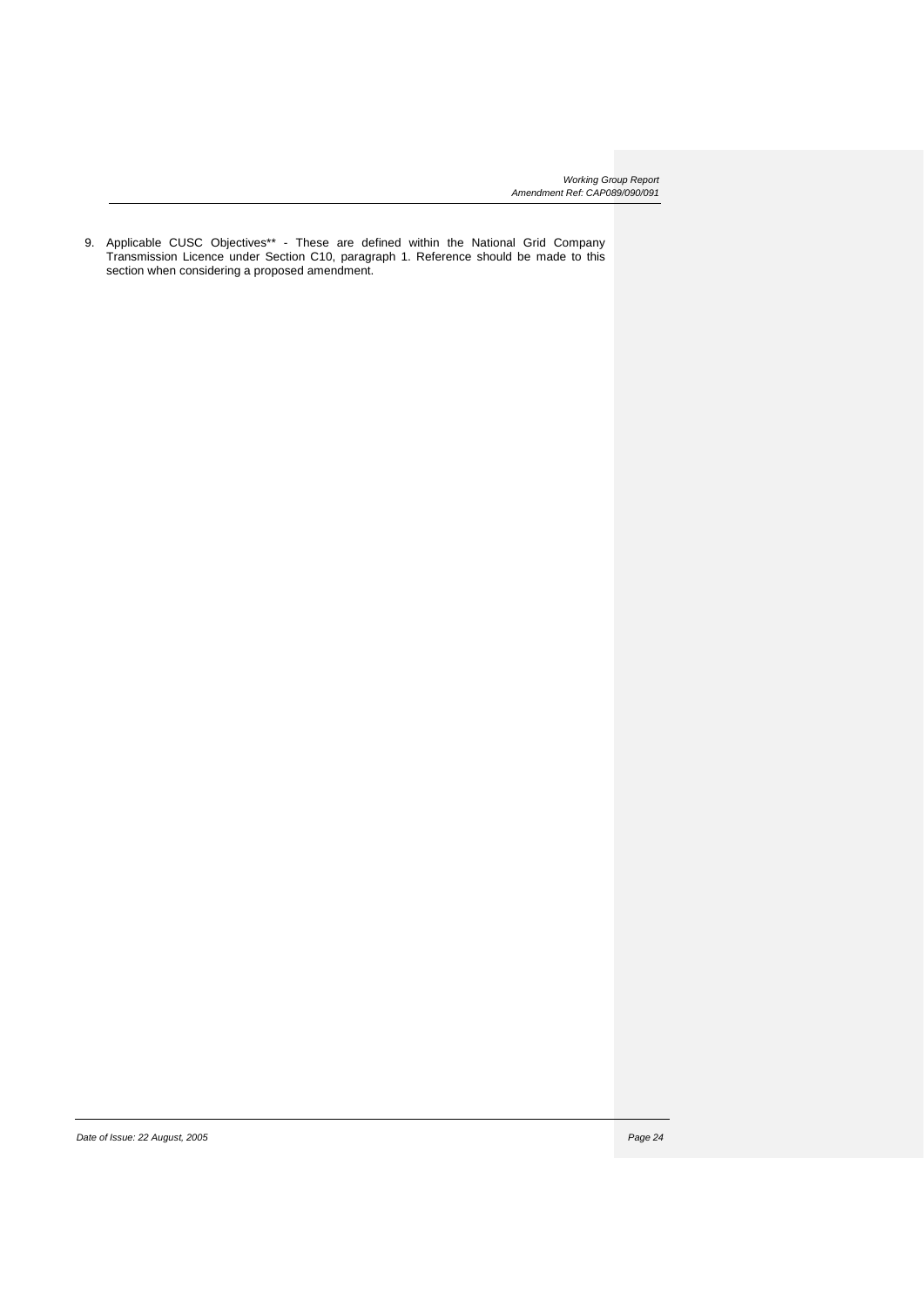9. Applicable CUSC Objectives** - These are defined within the National Grid Company Transmission Licence under Section C10, paragraph 1. Reference should be made to this section when considering a proposed amendment.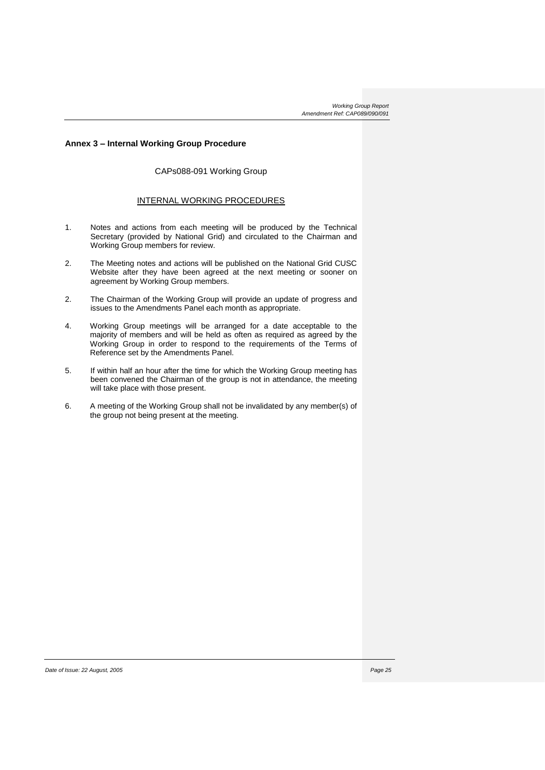## Annex 3 – Internal Working Group Procedure

CAPs088-091 Working Group

INTERNAL WORKING PROCEDURES

1. Notes and actions from each meeting will be produced by the Technical Secretary (provided by National Grid) and circulated to the Chairman and Working Group members for review.

2. The Meeting notes and actions will be published on the National Grid CUSC Website after they have been agreed at the next meeting or sooner on agreement by Working Group members.

2. The Chairman of the Working Group will provide an update of progress and issues to the Amendments Panel each month as appropriate.

4. Working Group meetings will be arranged for a date acceptable to the majority of members and will be held as often as required as agreed by the Working Group in order to respond to the requirements of the Terms of Reference set by the Amendments Panel.

5. If within half an hour after the time for which the Working Group meeting has been convened the Chairman of the group is not in attendance, the meeting will take place with those present.

6. A meeting of the Working Group shall not be invalidated by any member(s) of the group not being present at the meeting.